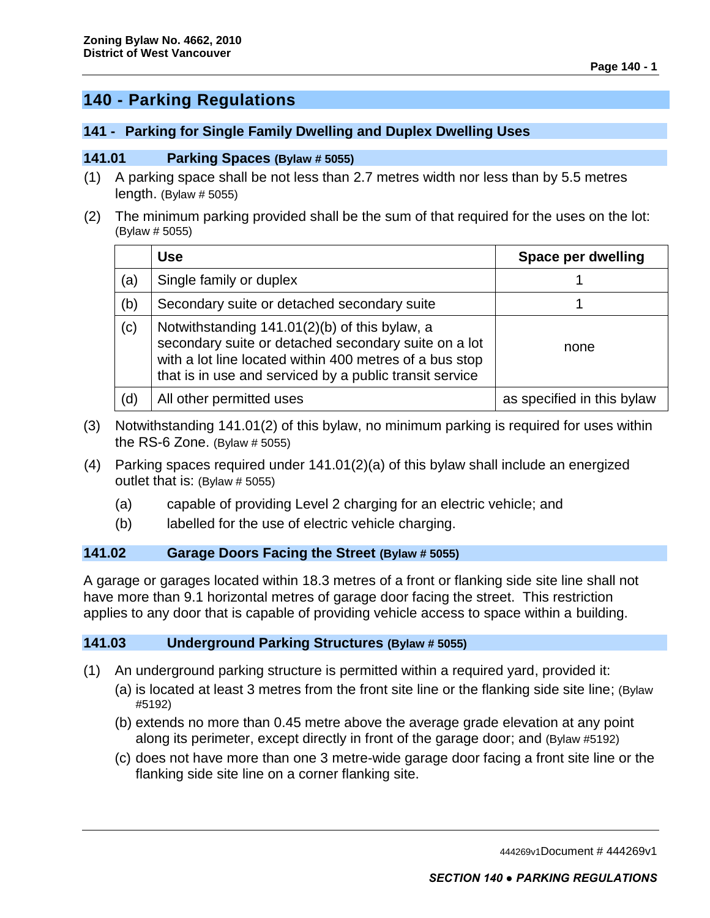# 140 - Parking Regulations

## 141 - Parking for Single Family Dwelling and Duplex Dwelling Uses

### 141.01 Parking Spaces (Bylaw # 5055)

(1) A parking space shall be not less than 2.7 metres width nor less than by 5.5 metres length. (Bylaw # 5055)

(2) The minimum parking provided shall be the sum of that required for the uses on the lot: (Bylaw # 5055)

| | Use | Space per dwelling |
|---|---|---|
| (a) | Single family or duplex | 1 |
| (b) | Secondary suite or detached secondary suite | 1 |
| (c) | Notwithstanding 141.01(2)(b) of this bylaw, a secondary suite or detached secondary suite on a lot with a lot line located within 400 metres of a bus stop that is in use and serviced by a public transit service | none |
| (d) | All other permitted uses | as specified in this bylaw |

(3) Notwithstanding 141.01(2) of this bylaw, no minimum parking is required for uses within the RS-6 Zone. (Bylaw # 5055)

(4) Parking spaces required under 141.01(2)(a) of this bylaw shall include an energized outlet that is: (Bylaw # 5055)

- (a) capable of providing Level 2 charging for an electric vehicle; and
- (b) labelled for the use of electric vehicle charging.

### 141.02 Garage Doors Facing the Street (Bylaw # 5055)

A garage or garages located within 18.3 metres of a front or flanking side site line shall not have more than 9.1 horizontal metres of garage door facing the street. This restriction applies to any door that is capable of providing vehicle access to space within a building.

### 141.03 Underground Parking Structures (Bylaw # 5055)

(1) An underground parking structure is permitted within a required yard, provided it:

- (a) is located at least 3 metres from the front site line or the flanking side site line; (Bylaw #5192)
- (b) extends no more than 0.45 metre above the average grade elevation at any point along its perimeter, except directly in front of the garage door; and (Bylaw #5192)
- (c) does not have more than one 3 metre-wide garage door facing a front site line or the flanking side site line on a corner flanking site.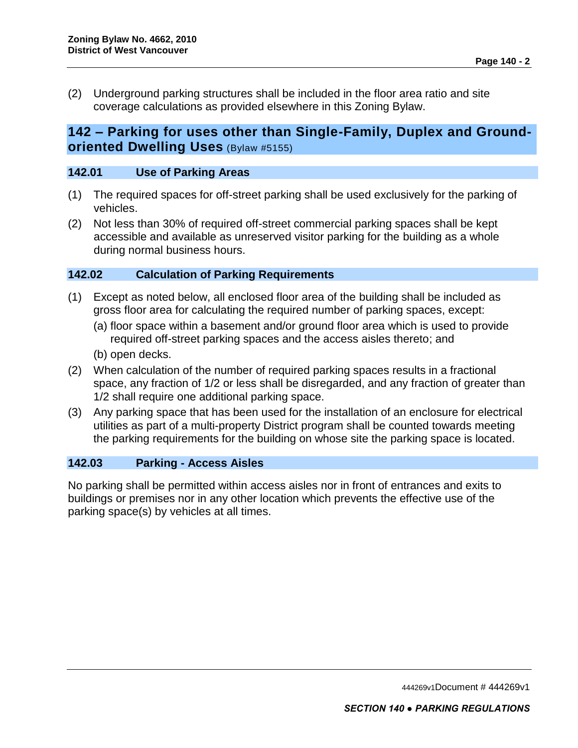(2) Underground parking structures shall be included in the floor area ratio and site coverage calculations as provided elsewhere in this Zoning Bylaw.

## 142 – Parking for uses other than Single-Family, Duplex and Ground-oriented Dwelling Uses (Bylaw #5155)

### 142.01 Use of Parking Areas

(1) The required spaces for off-street parking shall be used exclusively for the parking of vehicles.

(2) Not less than 30% of required off-street commercial parking spaces shall be kept accessible and available as unreserved visitor parking for the building as a whole during normal business hours.

### 142.02 Calculation of Parking Requirements

(1) Except as noted below, all enclosed floor area of the building shall be included as gross floor area for calculating the required number of parking spaces, except:

(a) floor space within a basement and/or ground floor area which is used to provide required off-street parking spaces and the access aisles thereto; and

(b) open decks.

(2) When calculation of the number of required parking spaces results in a fractional space, any fraction of 1/2 or less shall be disregarded, and any fraction of greater than 1/2 shall require one additional parking space.

(3) Any parking space that has been used for the installation of an enclosure for electrical utilities as part of a multi-property District program shall be counted towards meeting the parking requirements for the building on whose site the parking space is located.

### 142.03 Parking - Access Aisles

No parking shall be permitted within access aisles nor in front of entrances and exits to buildings or premises nor in any other location which prevents the effective use of the parking space(s) by vehicles at all times.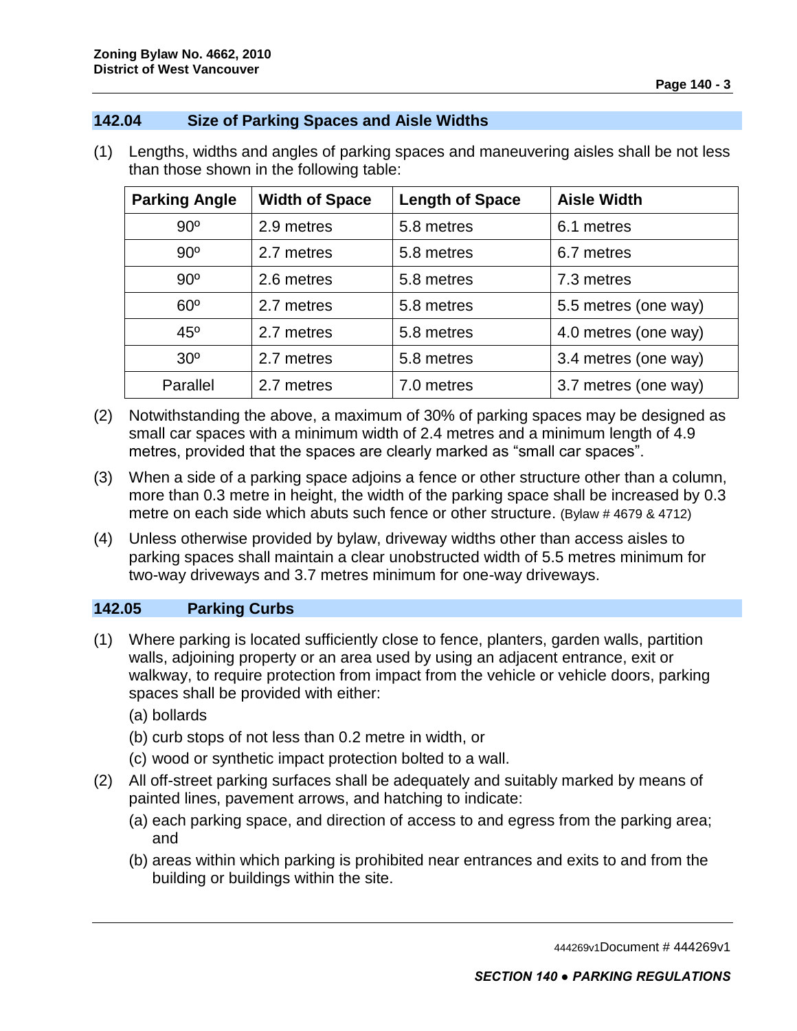## 142.04 Size of Parking Spaces and Aisle Widths

(1) Lengths, widths and angles of parking spaces and maneuvering aisles shall be not less than those shown in the following table:

| Parking Angle | Width of Space | Length of Space | Aisle Width |
|---|---|---|---|
| 90º | 2.9 metres | 5.8 metres | 6.1 metres |
| 90º | 2.7 metres | 5.8 metres | 6.7 metres |
| 90º | 2.6 metres | 5.8 metres | 7.3 metres |
| 60º | 2.7 metres | 5.8 metres | 5.5 metres (one way) |
| 45º | 2.7 metres | 5.8 metres | 4.0 metres (one way) |
| 30º | 2.7 metres | 5.8 metres | 3.4 metres (one way) |
| Parallel | 2.7 metres | 7.0 metres | 3.7 metres (one way) |

(2) Notwithstanding the above, a maximum of 30% of parking spaces may be designed as small car spaces with a minimum width of 2.4 metres and a minimum length of 4.9 metres, provided that the spaces are clearly marked as "small car spaces".

(3) When a side of a parking space adjoins a fence or other structure other than a column, more than 0.3 metre in height, the width of the parking space shall be increased by 0.3 metre on each side which abuts such fence or other structure. (Bylaw # 4679 & 4712)

(4) Unless otherwise provided by bylaw, driveway widths other than access aisles to parking spaces shall maintain a clear unobstructed width of 5.5 metres minimum for two-way driveways and 3.7 metres minimum for one-way driveways.

## 142.05 Parking Curbs

(1) Where parking is located sufficiently close to fence, planters, garden walls, partition walls, adjoining property or an area used by using an adjacent entrance, exit or walkway, to require protection from impact from the vehicle or vehicle doors, parking spaces shall be provided with either:

(a) bollards

(b) curb stops of not less than 0.2 metre in width, or

(c) wood or synthetic impact protection bolted to a wall.

(2) All off-street parking surfaces shall be adequately and suitably marked by means of painted lines, pavement arrows, and hatching to indicate:

(a) each parking space, and direction of access to and egress from the parking area; and

(b) areas within which parking is prohibited near entrances and exits to and from the building or buildings within the site.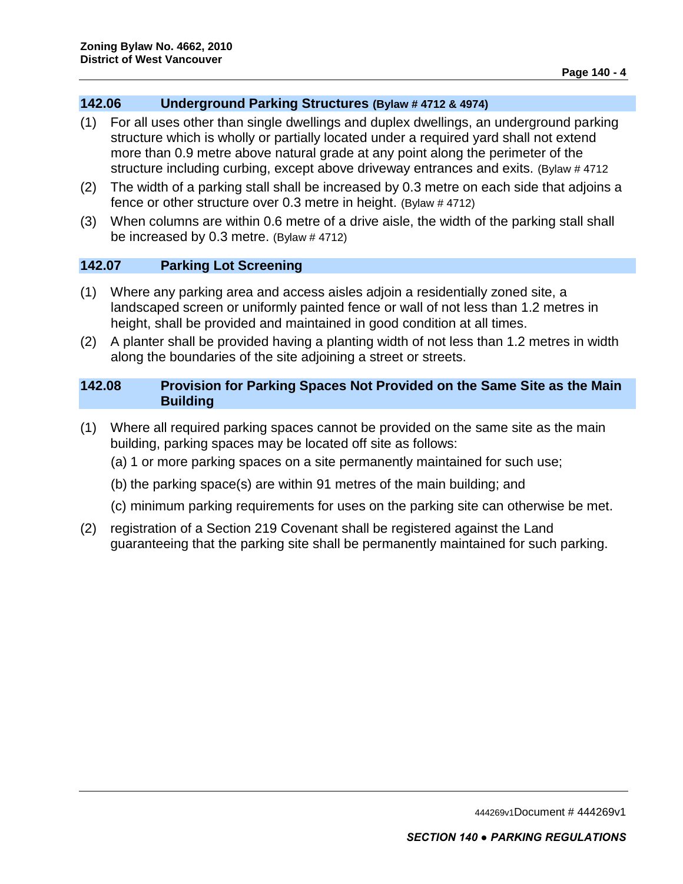## 142.06 Underground Parking Structures (Bylaw # 4712 & 4974)

(1) For all uses other than single dwellings and duplex dwellings, an underground parking structure which is wholly or partially located under a required yard shall not extend more than 0.9 metre above natural grade at any point along the perimeter of the structure including curbing, except above driveway entrances and exits. (Bylaw # 4712

(2) The width of a parking stall shall be increased by 0.3 metre on each side that adjoins a fence or other structure over 0.3 metre in height. (Bylaw # 4712)

(3) When columns are within 0.6 metre of a drive aisle, the width of the parking stall shall be increased by 0.3 metre. (Bylaw # 4712)

## 142.07 Parking Lot Screening

(1) Where any parking area and access aisles adjoin a residentially zoned site, a landscaped screen or uniformly painted fence or wall of not less than 1.2 metres in height, shall be provided and maintained in good condition at all times.

(2) A planter shall be provided having a planting width of not less than 1.2 metres in width along the boundaries of the site adjoining a street or streets.

## 142.08 Provision for Parking Spaces Not Provided on the Same Site as the Main Building

(1) Where all required parking spaces cannot be provided on the same site as the main building, parking spaces may be located off site as follows:

(a) 1 or more parking spaces on a site permanently maintained for such use;

(b) the parking space(s) are within 91 metres of the main building; and

(c) minimum parking requirements for uses on the parking site can otherwise be met.

(2) registration of a Section 219 Covenant shall be registered against the Land guaranteeing that the parking site shall be permanently maintained for such parking.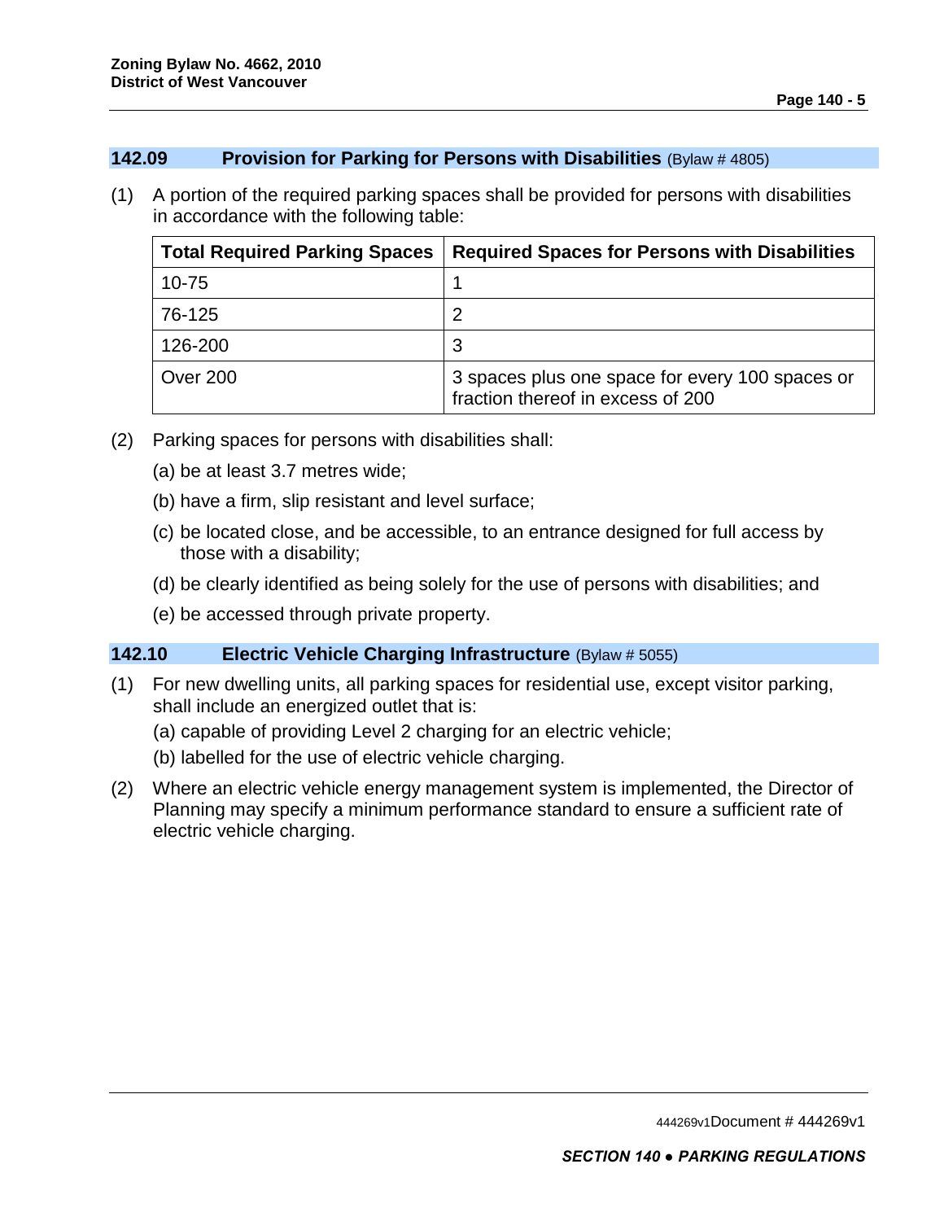## 142.09 Provision for Parking for Persons with Disabilities (Bylaw # 4805)

(1) A portion of the required parking spaces shall be provided for persons with disabilities in accordance with the following table:

| Total Required Parking Spaces | Required Spaces for Persons with Disabilities |
|---|---|
| 10-75 | 1 |
| 76-125 | 2 |
| 126-200 | 3 |
| Over 200 | 3 spaces plus one space for every 100 spaces or fraction thereof in excess of 200 |

(2) Parking spaces for persons with disabilities shall:

(a) be at least 3.7 metres wide;

(b) have a firm, slip resistant and level surface;

(c) be located close, and be accessible, to an entrance designed for full access by those with a disability;

(d) be clearly identified as being solely for the use of persons with disabilities; and

(e) be accessed through private property.

## 142.10 Electric Vehicle Charging Infrastructure (Bylaw # 5055)

(1) For new dwelling units, all parking spaces for residential use, except visitor parking, shall include an energized outlet that is:

(a) capable of providing Level 2 charging for an electric vehicle;

(b) labelled for the use of electric vehicle charging.

(2) Where an electric vehicle energy management system is implemented, the Director of Planning may specify a minimum performance standard to ensure a sufficient rate of electric vehicle charging.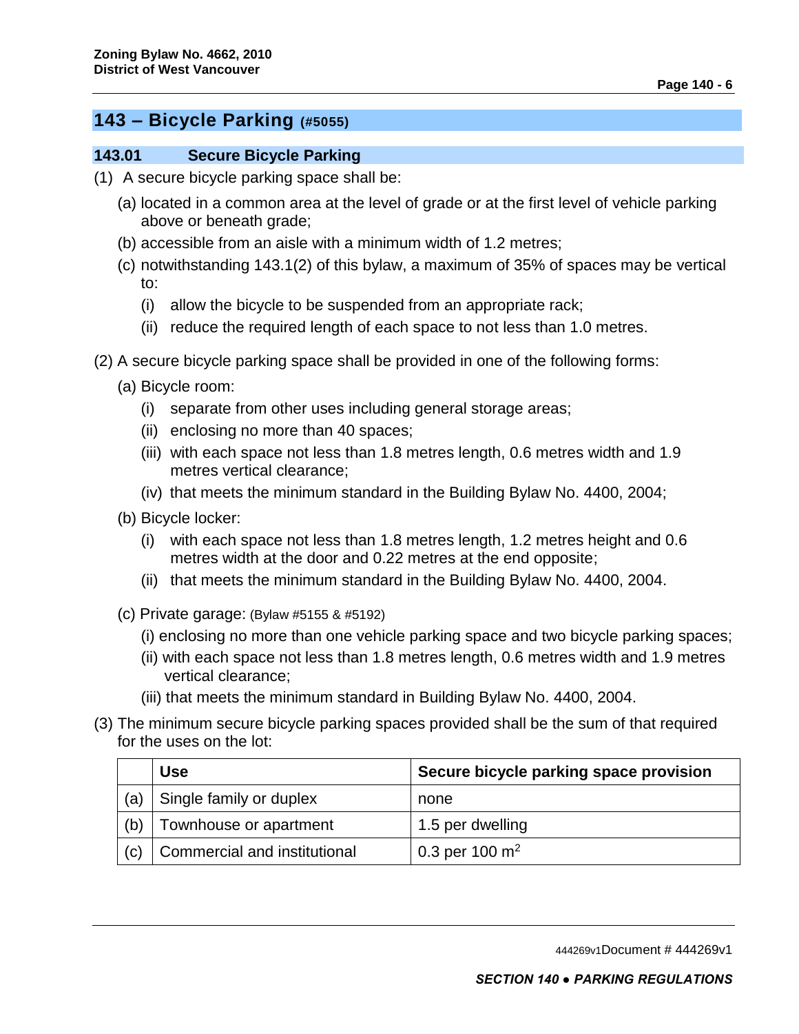## 143 – Bicycle Parking (#5055)

### 143.01 Secure Bicycle Parking

(1) A secure bicycle parking space shall be:

- (a) located in a common area at the level of grade or at the first level of vehicle parking above or beneath grade;
- (b) accessible from an aisle with a minimum width of 1.2 metres;
- (c) notwithstanding 143.1(2) of this bylaw, a maximum of 35% of spaces may be vertical to:
  - (i) allow the bicycle to be suspended from an appropriate rack;
  - (ii) reduce the required length of each space to not less than 1.0 metres.

(2) A secure bicycle parking space shall be provided in one of the following forms:

- (a) Bicycle room:
  - (i) separate from other uses including general storage areas;
  - (ii) enclosing no more than 40 spaces;
  - (iii) with each space not less than 1.8 metres length, 0.6 metres width and 1.9 metres vertical clearance;
  - (iv) that meets the minimum standard in the Building Bylaw No. 4400, 2004;
- (b) Bicycle locker:
  - (i) with each space not less than 1.8 metres length, 1.2 metres height and 0.6 metres width at the door and 0.22 metres at the end opposite;
  - (ii) that meets the minimum standard in the Building Bylaw No. 4400, 2004.
- (c) Private garage: (Bylaw #5155 & #5192)
  - (i) enclosing no more than one vehicle parking space and two bicycle parking spaces;
  - (ii) with each space not less than 1.8 metres length, 0.6 metres width and 1.9 metres vertical clearance;
  - (iii) that meets the minimum standard in Building Bylaw No. 4400, 2004.

(3) The minimum secure bicycle parking spaces provided shall be the sum of that required for the uses on the lot:

| | Use | Secure bicycle parking space provision |
|---|---|---|
| (a) | Single family or duplex | none |
| (b) | Townhouse or apartment | 1.5 per dwelling |
| (c) | Commercial and institutional | 0.3 per 100 $m^2$ |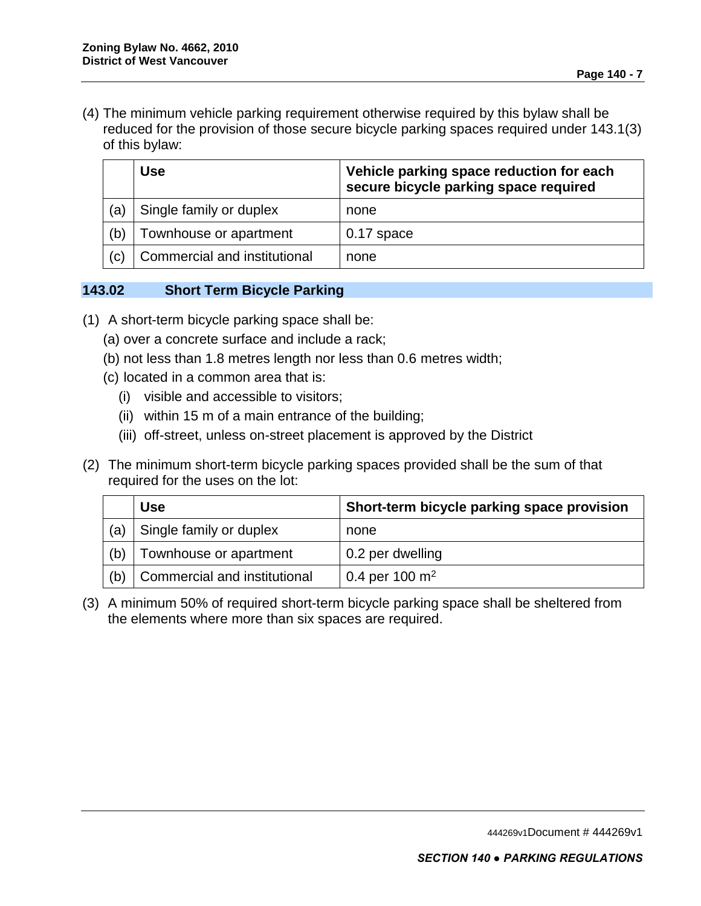(4) The minimum vehicle parking requirement otherwise required by this bylaw shall be reduced for the provision of those secure bicycle parking spaces required under 143.1(3) of this bylaw:

| | Use | Vehicle parking space reduction for each secure bicycle parking space required |
|---|---|---|
| (a) | Single family or duplex | none |
| (b) | Townhouse or apartment | 0.17 space |
| (c) | Commercial and institutional | none |

## 143.02 Short Term Bicycle Parking

(1) A short-term bicycle parking space shall be:

(a) over a concrete surface and include a rack;

(b) not less than 1.8 metres length nor less than 0.6 metres width;

(c) located in a common area that is:

(i) visible and accessible to visitors;

(ii) within 15 m of a main entrance of the building;

(iii) off-street, unless on-street placement is approved by the District

(2) The minimum short-term bicycle parking spaces provided shall be the sum of that required for the uses on the lot:

| | Use | Short-term bicycle parking space provision |
|---|---|---|
| (a) | Single family or duplex | none |
| (b) | Townhouse or apartment | 0.2 per dwelling |
| (b) | Commercial and institutional | 0.4 per 100 $m^2$ |

(3) A minimum 50% of required short-term bicycle parking space shall be sheltered from the elements where more than six spaces are required.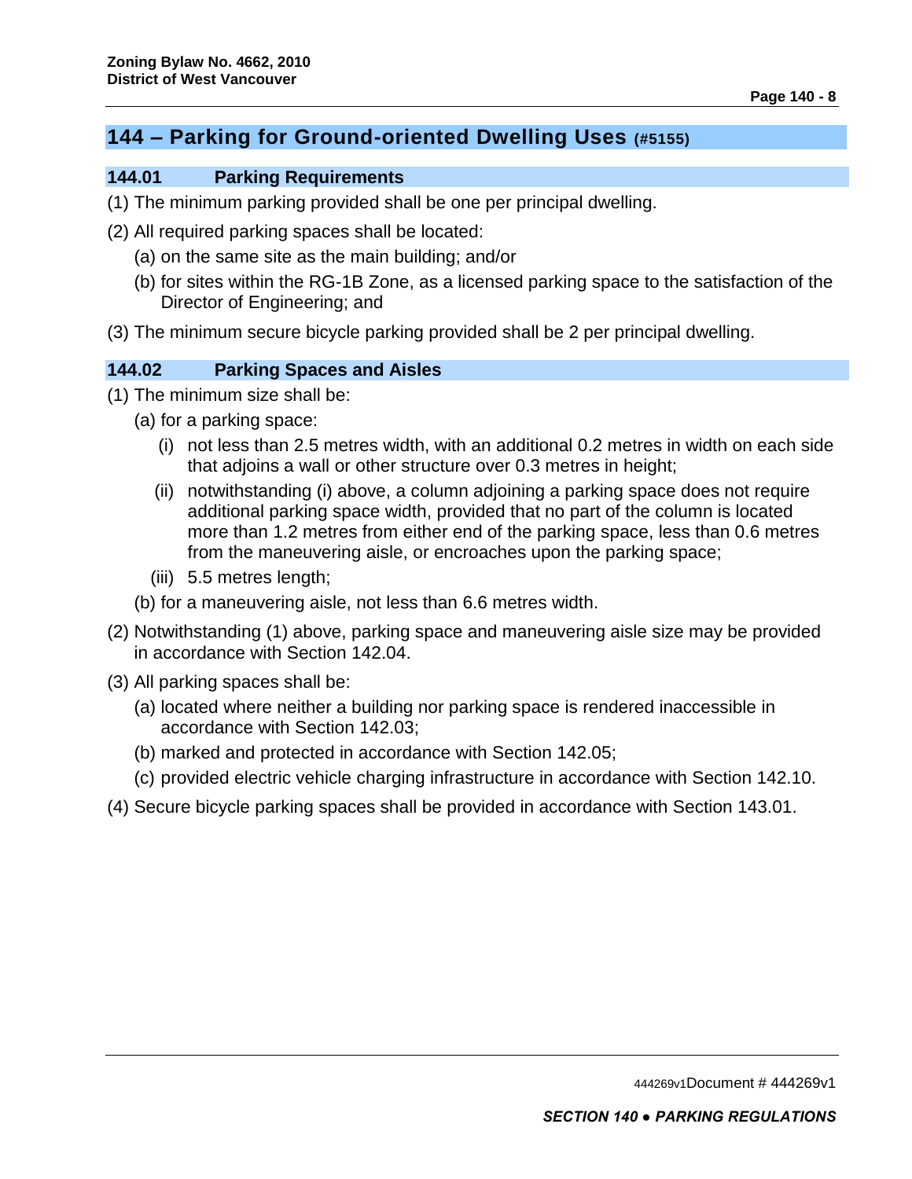## 144 – Parking for Ground-oriented Dwelling Uses (#5155)

### 144.01 Parking Requirements

(1) The minimum parking provided shall be one per principal dwelling.

(2) All required parking spaces shall be located:

  (a) on the same site as the main building; and/or

  (b) for sites within the RG-1B Zone, as a licensed parking space to the satisfaction of the Director of Engineering; and

(3) The minimum secure bicycle parking provided shall be 2 per principal dwelling.

### 144.02 Parking Spaces and Aisles

(1) The minimum size shall be:

  (a) for a parking space:

    (i) not less than 2.5 metres width, with an additional 0.2 metres in width on each side that adjoins a wall or other structure over 0.3 metres in height;

    (ii) notwithstanding (i) above, a column adjoining a parking space does not require additional parking space width, provided that no part of the column is located more than 1.2 metres from either end of the parking space, less than 0.6 metres from the maneuvering aisle, or encroaches upon the parking space;

    (iii) 5.5 metres length;

  (b) for a maneuvering aisle, not less than 6.6 metres width.

(2) Notwithstanding (1) above, parking space and maneuvering aisle size may be provided in accordance with Section 142.04.

(3) All parking spaces shall be:

  (a) located where neither a building nor parking space is rendered inaccessible in accordance with Section 142.03;

  (b) marked and protected in accordance with Section 142.05;

  (c) provided electric vehicle charging infrastructure in accordance with Section 142.10.

(4) Secure bicycle parking spaces shall be provided in accordance with Section 143.01.